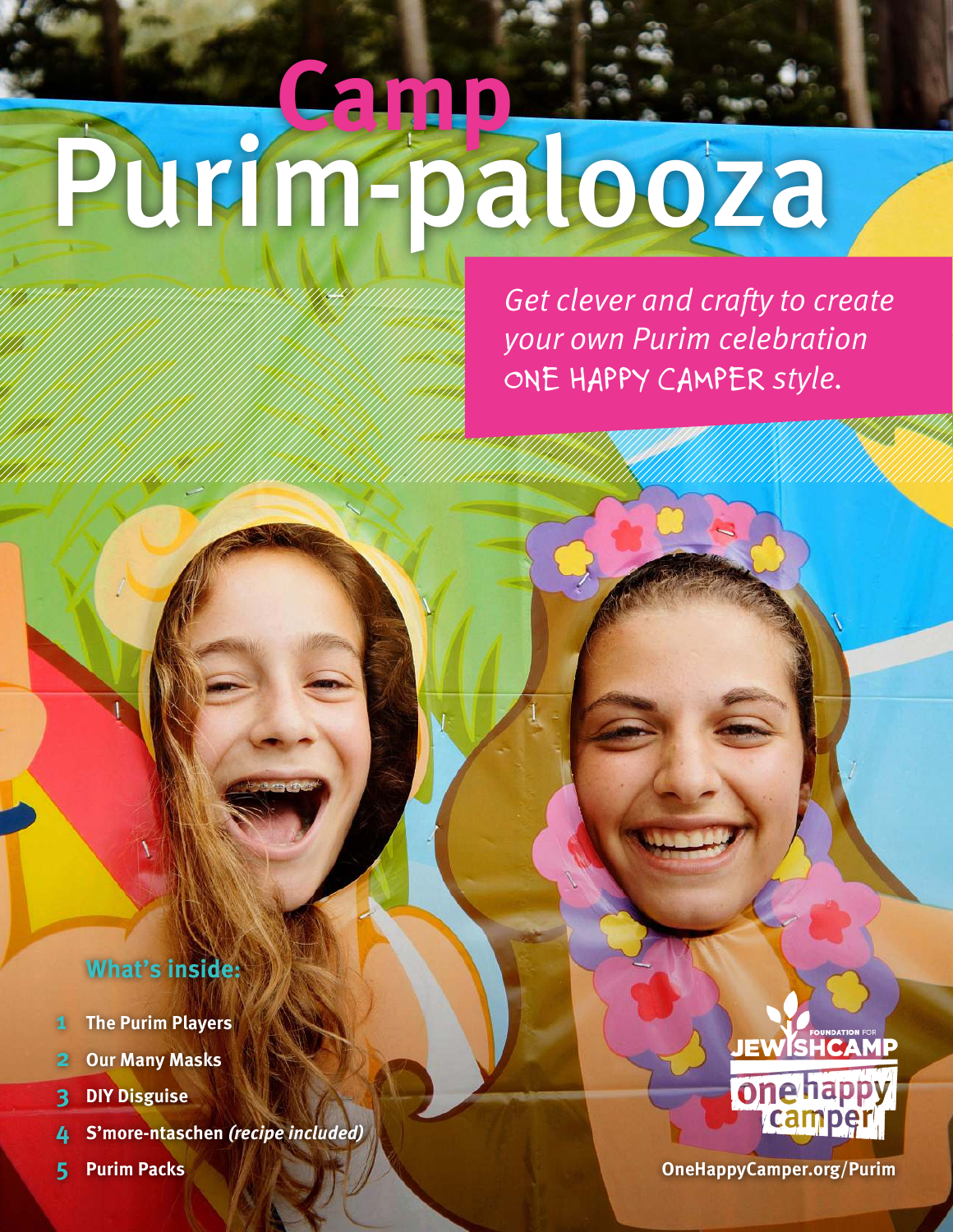# Camp Purim-palooza

*Get clever and crafty to create your own Purim celebration* ONE HAPPY CAMPER *style.*

## What's inside:

1. The Purim Players
2. Our Many Masks
3. DIY Disguise
4. S'more-ntaschen *(recipe included)*
5. Purim Packs

Foundation for Jewish Camp

one happy camper

OneHappyCamper.org/Purim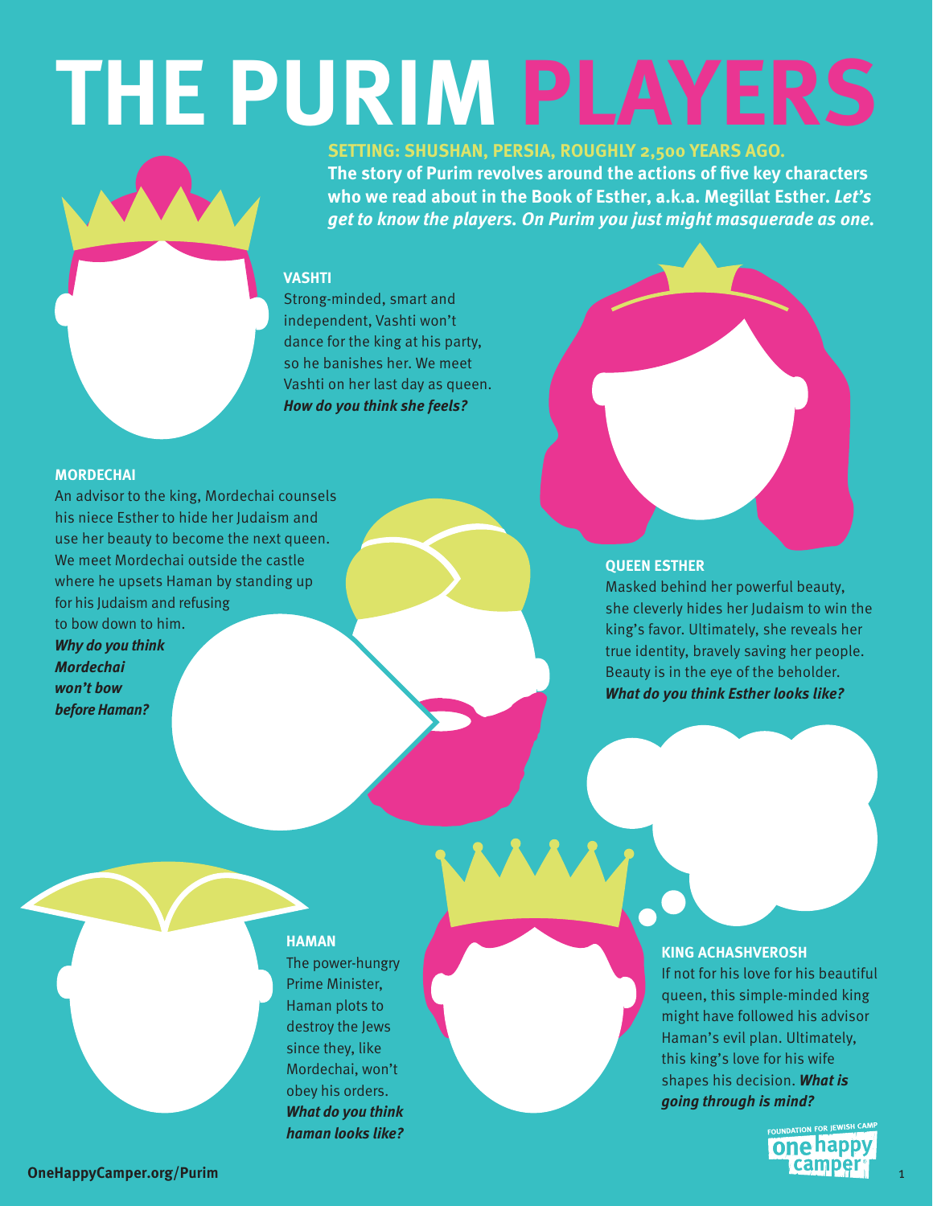# THE PURIM PLAYERS

**SETTING: SHUSHAN, PERSIA, ROUGHLY 2,500 YEARS AGO.**

**The story of Purim revolves around the actions of five key characters who we read about in the Book of Esther, a.k.a. Megillat Esther.** ***Let's get to know the players. On Purim you just might masquerade as one.***

### VASHTI

Strong-minded, smart and independent, Vashti won't dance for the king at his party, so he banishes her. We meet Vashti on her last day as queen. ***How do you think she feels?***

### MORDECHAI

An advisor to the king, Mordechai counsels his niece Esther to hide her Judaism and use her beauty to become the next queen. We meet Mordechai outside the castle where he upsets Haman by standing up for his Judaism and refusing to bow down to him. ***Why do you think Mordechai won't bow before Haman?***

### QUEEN ESTHER

Masked behind her powerful beauty, she cleverly hides her Judaism to win the king's favor. Ultimately, she reveals her true identity, bravely saving her people. Beauty is in the eye of the beholder. ***What do you think Esther looks like?***

### HAMAN

The power-hungry Prime Minister, Haman plots to destroy the Jews since they, like Mordechai, won't obey his orders. ***What do you think haman looks like?***

### KING ACHASHVEROSH

If not for his love for his beautiful queen, this simple-minded king might have followed his advisor Haman's evil plan. Ultimately, this king's love for his wife shapes his decision. ***What is going through is mind?***

FOUNDATION FOR JEWISH CAMP one happy camper

OneHappyCamper.org/Purim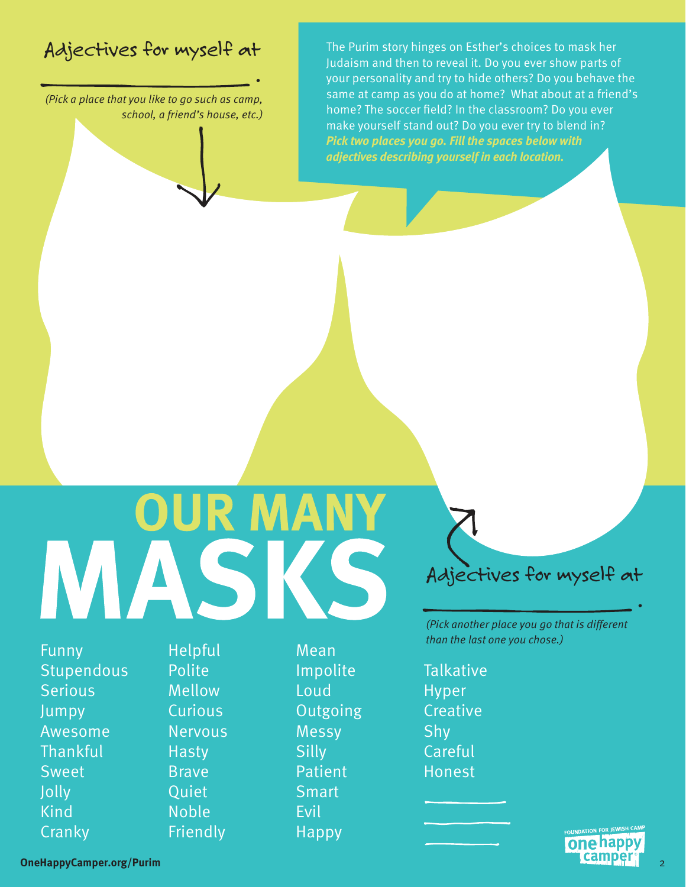Adjectives for myself at

\_\_\_\_\_\_\_\_\_\_\_\_\_\_\_\_\_\_\_\_.

*(Pick a place that you like to go such as camp, school, a friend's house, etc.)*

The Purim story hinges on Esther's choices to mask her Judaism and then to reveal it. Do you ever show parts of your personality and try to hide others? Do you behave the same at camp as you do at home? What about at a friend's home? The soccer field? In the classroom? Do you ever make yourself stand out? Do you ever try to blend in? ***Pick two places you go. Fill the spaces below with adjectives describing yourself in each location.***

# OUR MANY MASKS

Adjectives for myself at

\_\_\_\_\_\_\_\_\_\_\_\_\_\_\_\_\_\_\_\_.

*(Pick another place you go that is different than the last one you chose.)*

Funny
Stupendous
Serious
Jumpy
Awesome
Thankful
Sweet
Jolly
Kind
Cranky

Helpful
Polite
Mellow
Curious
Nervous
Hasty
Brave
Quiet
Noble
Friendly

Mean
Impolite
Loud
Outgoing
Messy
Silly
Patient
Smart
Evil
Happy

Talkative
Hyper
Creative
Shy
Careful
Honest
\_\_\_\_\_\_\_\_\_\_
\_\_\_\_\_\_\_\_\_\_
\_\_\_\_\_\_\_\_\_\_

**OneHappyCamper.org/Purim**

FOUNDATION FOR JEWISH CAMP one happy camper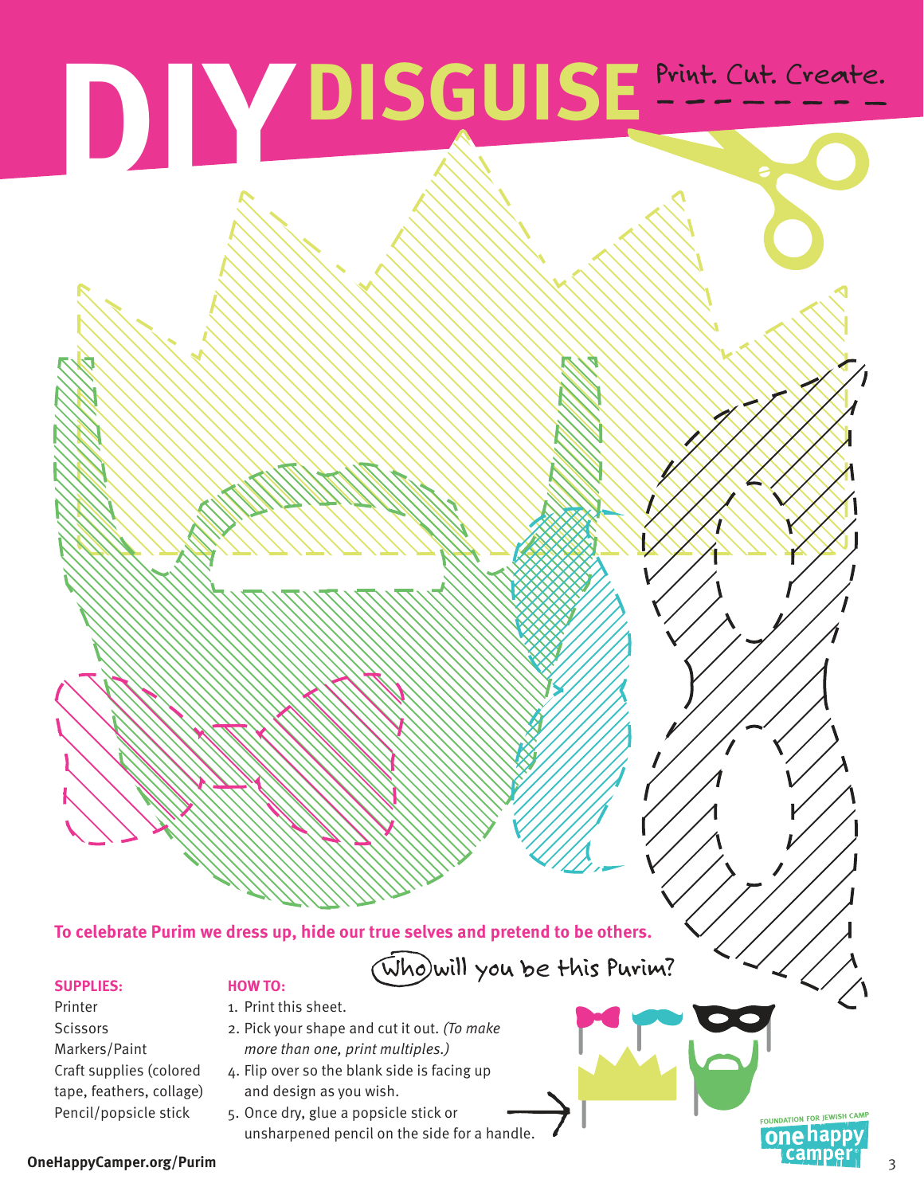# DIY DISGUISE

Print. Cut. Create.

**To celebrate Purim we dress up, hide our true selves and pretend to be others.**

Who will you be this Purim?

**SUPPLIES:**

Printer
Scissors
Markers/Paint
Craft supplies (colored tape, feathers, collage)
Pencil/popsicle stick

**HOW TO:**

1. Print this sheet.
2. Pick your shape and cut it out. *(To make more than one, print multiples.)*
4. Flip over so the blank side is facing up and design as you wish.
5. Once dry, glue a popsicle stick or unsharpened pencil on the side for a handle.

**OneHappyCamper.org/Purim**

FOUNDATION FOR JEWISH CAMP one happy camper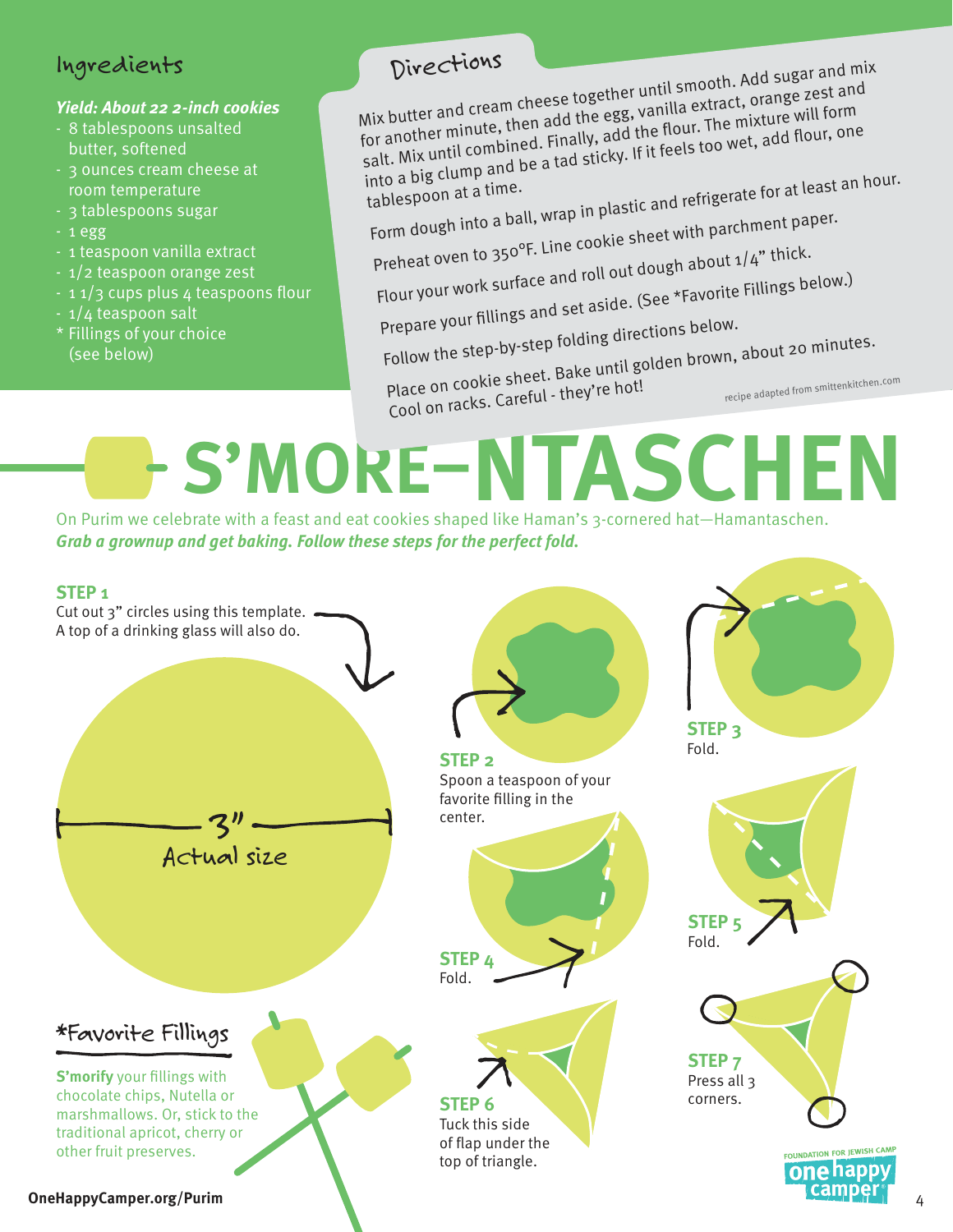## Ingredients

***Yield: About 22 2-inch cookies***

- 8 tablespoons unsalted butter, softened
- 3 ounces cream cheese at room temperature
- 3 tablespoons sugar
- 1 egg
- 1 teaspoon vanilla extract
- 1/2 teaspoon orange zest
- 1 1/3 cups plus 4 teaspoons flour
- 1/4 teaspoon salt
- \* Fillings of your choice (see below)

## Directions

Mix butter and cream cheese together until smooth. Add sugar and mix for another minute, then add the egg, vanilla extract, orange zest and salt. Mix until combined. Finally, add the flour. The mixture will form into a big clump and be a tad sticky. If it feels too wet, add flour, one tablespoon at a time.

Form dough into a ball, wrap in plastic and refrigerate for at least an hour.

Preheat oven to 350°F. Line cookie sheet with parchment paper.

Flour your work surface and roll out dough about 1/4" thick.

Prepare your fillings and set aside. (See *Favorite Fillings below.)

Follow the step-by-step folding directions below.

Place on cookie sheet. Bake until golden brown, about 20 minutes. Cool on racks. Careful - they're hot!

recipe adapted from smittenkitchen.com

# S'MORE–NTASCHEN

On Purim we celebrate with a feast and eat cookies shaped like Haman's 3-cornered hat—Hamantaschen.

***Grab a grownup and get baking. Follow these steps for the perfect fold.***

**STEP 1**
Cut out 3" circles using this template. A top of a drinking glass will also do.

3"
Actual size

**STEP 2**
Spoon a teaspoon of your favorite filling in the center.

**STEP 3**
Fold.

**STEP 4**
Fold.

**STEP 5**
Fold.

**STEP 6**
Tuck this side of flap under the top of triangle.

**STEP 7**
Press all 3 corners.

## *Favorite Fillings

**S'morify** your fillings with chocolate chips, Nutella or marshmallows. Or, stick to the traditional apricot, cherry or other fruit preserves.

FOUNDATION FOR JEWISH CAMP
one happy camper

OneHappyCamper.org/Purim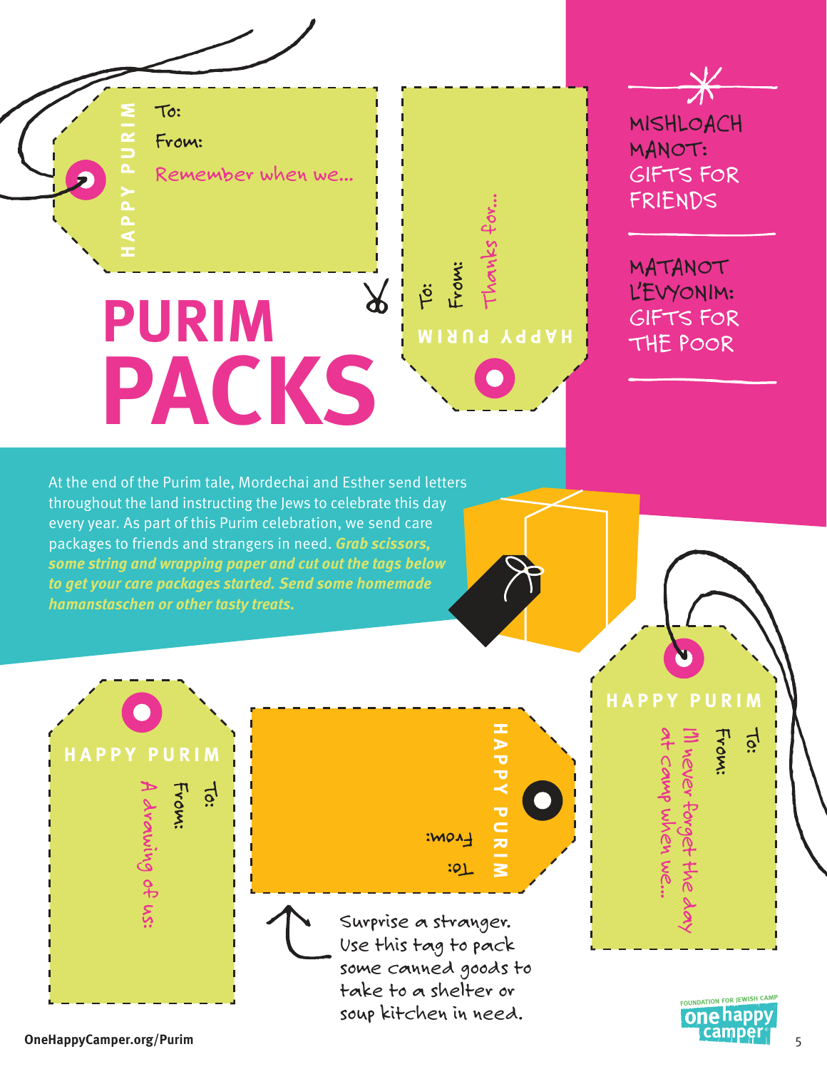# PURIM PACKS

HAPPY PURIM
To:
From:
Remember when we...

HAPPY PURIM
To:
From:
Thanks for...

MISHLOACH MANOT: GIFTS FOR FRIENDS

MATANOT L'EVYONIM: GIFTS FOR THE POOR

At the end of the Purim tale, Mordechai and Esther send letters throughout the land instructing the Jews to celebrate this day every year. As part of this Purim celebration, we send care packages to friends and strangers in need. ***Grab scissors, some string and wrapping paper and cut out the tags below to get your care packages started. Send some homemade hamanstaschen or other tasty treats.***

HAPPY PURIM
To:
From:
A drawing of us:

HAPPY PURIM
To:
From:

Surprise a stranger. Use this tag to pack some canned goods to take to a shelter or soup kitchen in need.

HAPPY PURIM
To:
From:
I'll never forget the day at camp when we...

OneHappyCamper.org/Purim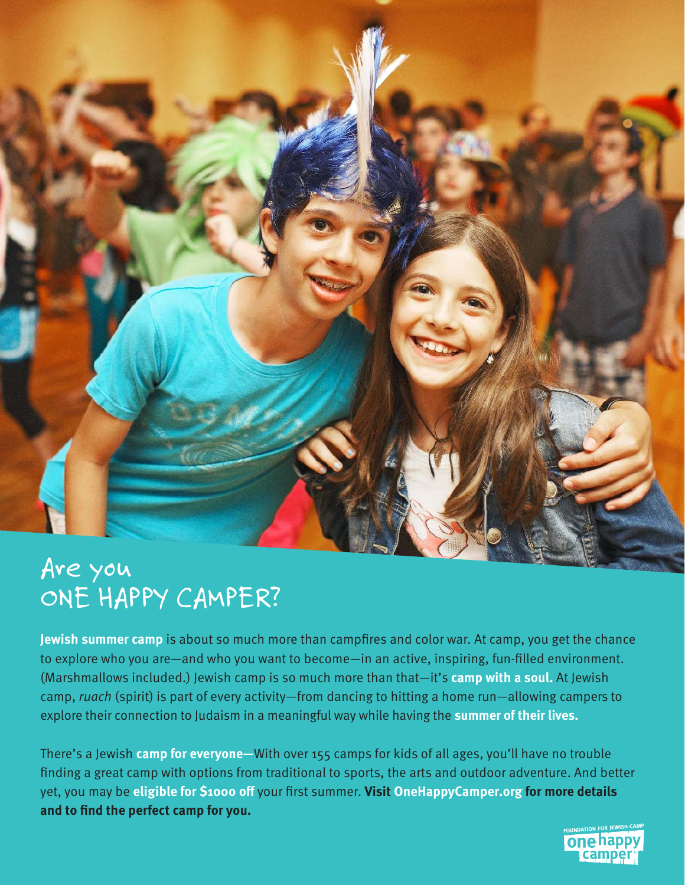# Are you ONE HAPPY CAMPER?

**Jewish summer camp** is about so much more than campfires and color war. At camp, you get the chance to explore who you are—and who you want to become—in an active, inspiring, fun-filled environment. (Marshmallows included.) Jewish camp is so much more than that—it's **camp with a soul.** At Jewish camp, *ruach* (spirit) is part of every activity—from dancing to hitting a home run—allowing campers to explore their connection to Judaism in a meaningful way while having the **summer of their lives.**

There's a Jewish **camp for everyone**—With over 155 camps for kids of all ages, you'll have no trouble finding a great camp with options from traditional to sports, the arts and outdoor adventure. And better yet, you may be **eligible for $1000 off** your first summer. **Visit OneHappyCamper.org for more details and to find the perfect camp for you.**

FOUNDATION FOR JEWISH CAMP
one happy camper